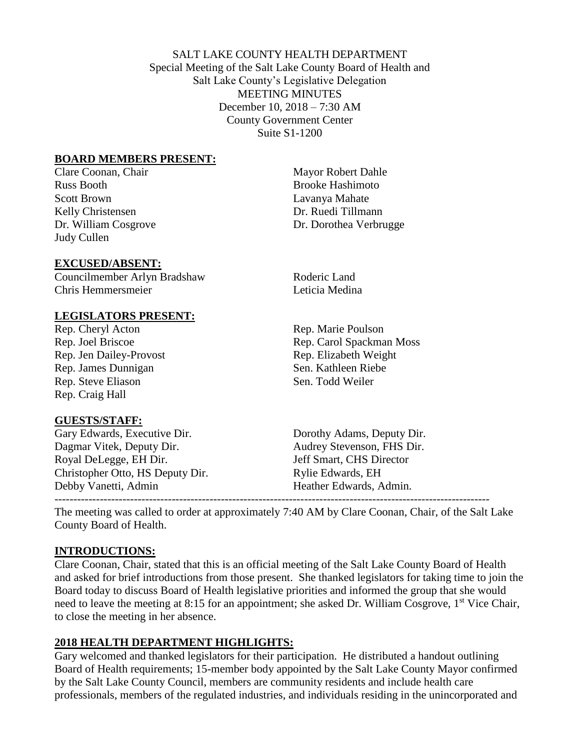SALT LAKE COUNTY HEALTH DEPARTMENT
Special Meeting of the Salt Lake County Board of Health and
Salt Lake County's Legislative Delegation
MEETING MINUTES
December 10, 2018 – 7:30 AM
County Government Center
Suite S1-1200

## BOARD MEMBERS PRESENT:

Clare Coonan, Chair
Russ Booth
Scott Brown
Kelly Christensen
Dr. William Cosgrove
Judy Cullen
Mayor Robert Dahle
Brooke Hashimoto
Lavanya Mahate
Dr. Ruedi Tillmann
Dr. Dorothea Verbrugge

## EXCUSED/ABSENT:

Councilmember Arlyn Bradshaw
Chris Hemmersmeier
Roderic Land
Leticia Medina

## LEGISLATORS PRESENT:

Rep. Cheryl Acton
Rep. Joel Briscoe
Rep. Jen Dailey-Provost
Rep. James Dunnigan
Rep. Steve Eliason
Rep. Craig Hall
Rep. Marie Poulson
Rep. Carol Spackman Moss
Rep. Elizabeth Weight
Sen. Kathleen Riebe
Sen. Todd Weiler

## GUESTS/STAFF:

Gary Edwards, Executive Dir.
Dagmar Vitek, Deputy Dir.
Royal DeLegge, EH Dir.
Christopher Otto, HS Deputy Dir.
Debby Vanetti, Admin
Dorothy Adams, Deputy Dir.
Audrey Stevenson, FHS Dir.
Jeff Smart, CHS Director
Rylie Edwards, EH
Heather Edwards, Admin.

---

The meeting was called to order at approximately 7:40 AM by Clare Coonan, Chair, of the Salt Lake County Board of Health.

## INTRODUCTIONS:

Clare Coonan, Chair, stated that this is an official meeting of the Salt Lake County Board of Health and asked for brief introductions from those present. She thanked legislators for taking time to join the Board today to discuss Board of Health legislative priorities and informed the group that she would need to leave the meeting at 8:15 for an appointment; she asked Dr. William Cosgrove, 1st Vice Chair, to close the meeting in her absence.

## 2018 HEALTH DEPARTMENT HIGHLIGHTS:

Gary welcomed and thanked legislators for their participation. He distributed a handout outlining Board of Health requirements; 15-member body appointed by the Salt Lake County Mayor confirmed by the Salt Lake County Council, members are community residents and include health care professionals, members of the regulated industries, and individuals residing in the unincorporated and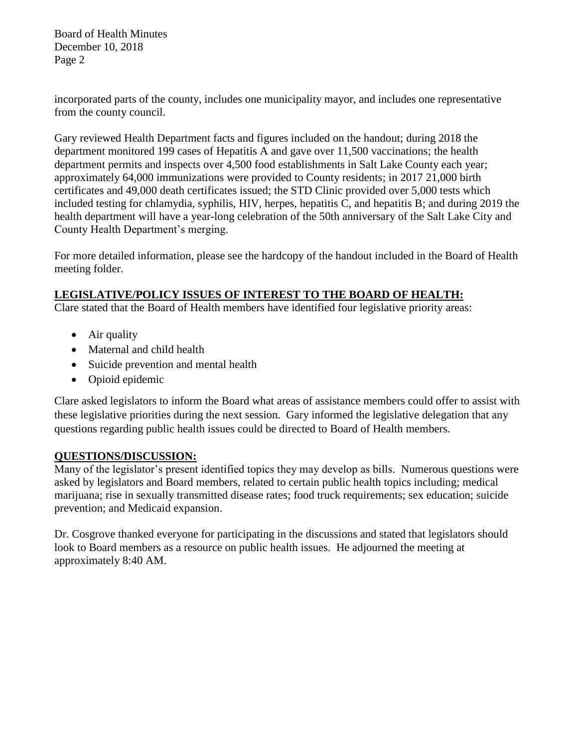incorporated parts of the county, includes one municipality mayor, and includes one representative from the county council.

Gary reviewed Health Department facts and figures included on the handout; during 2018 the department monitored 199 cases of Hepatitis A and gave over 11,500 vaccinations; the health department permits and inspects over 4,500 food establishments in Salt Lake County each year; approximately 64,000 immunizations were provided to County residents; in 2017 21,000 birth certificates and 49,000 death certificates issued; the STD Clinic provided over 5,000 tests which included testing for chlamydia, syphilis, HIV, herpes, hepatitis C, and hepatitis B; and during 2019 the health department will have a year-long celebration of the 50th anniversary of the Salt Lake City and County Health Department's merging.

For more detailed information, please see the hardcopy of the handout included in the Board of Health meeting folder.

**LEGISLATIVE/POLICY ISSUES OF INTEREST TO THE BOARD OF HEALTH:**

Clare stated that the Board of Health members have identified four legislative priority areas:

- Air quality
- Maternal and child health
- Suicide prevention and mental health
- Opioid epidemic

Clare asked legislators to inform the Board what areas of assistance members could offer to assist with these legislative priorities during the next session. Gary informed the legislative delegation that any questions regarding public health issues could be directed to Board of Health members.

**QUESTIONS/DISCUSSION:**

Many of the legislator's present identified topics they may develop as bills. Numerous questions were asked by legislators and Board members, related to certain public health topics including; medical marijuana; rise in sexually transmitted disease rates; food truck requirements; sex education; suicide prevention; and Medicaid expansion.

Dr. Cosgrove thanked everyone for participating in the discussions and stated that legislators should look to Board members as a resource on public health issues. He adjourned the meeting at approximately 8:40 AM.